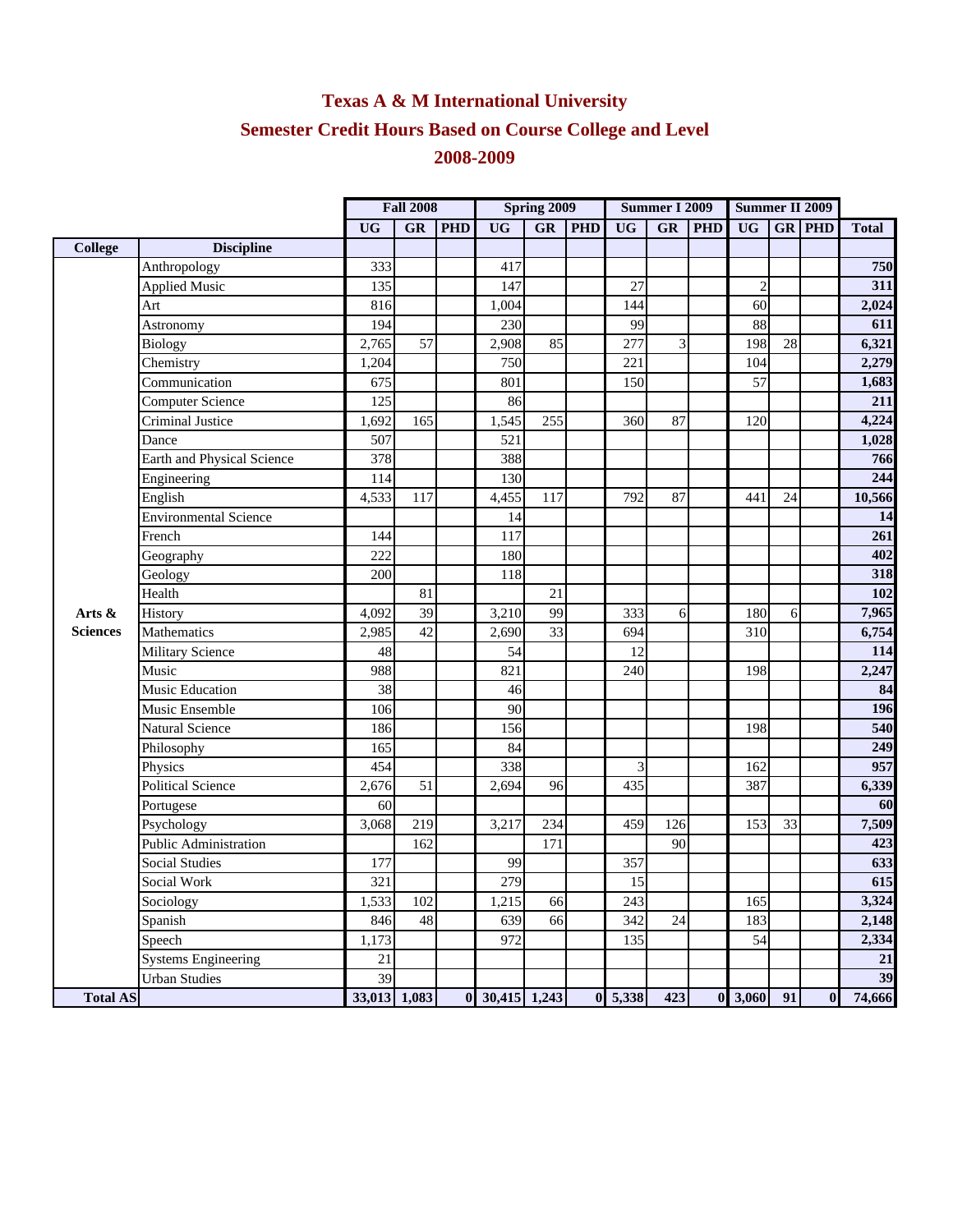# Texas A & M International University

## Semester Credit Hours Based on Course College and Level

## 2008-2009

| College | Discipline | Fall 2008 | | | Spring 2009 | | | Summer I 2009 | | | Summer II 2009 | | | |
|---|---|---|---|---|---|---|---|---|---|---|---|---|---|---|
| | | UG | GR | PHD | UG | GR | PHD | UG | GR | PHD | UG | GR | PHD | Total |
| Arts & Sciences | Anthropology | 333 | | | 417 | | | | | | | | | **750** |
| | Applied Music | 135 | | | 147 | | | 27 | | | 2 | | | **311** |
| | Art | 816 | | | 1,004 | | | 144 | | | 60 | | | **2,024** |
| | Astronomy | 194 | | | 230 | | | 99 | | | 88 | | | **611** |
| | Biology | 2,765 | 57 | | 2,908 | 85 | | 277 | 3 | | 198 | 28 | | **6,321** |
| | Chemistry | 1,204 | | | 750 | | | 221 | | | 104 | | | **2,279** |
| | Communication | 675 | | | 801 | | | 150 | | | 57 | | | **1,683** |
| | Computer Science | 125 | | | 86 | | | | | | | | | **211** |
| | Criminal Justice | 1,692 | 165 | | 1,545 | 255 | | 360 | 87 | | 120 | | | **4,224** |
| | Dance | 507 | | | 521 | | | | | | | | | **1,028** |
| | Earth and Physical Science | 378 | | | 388 | | | | | | | | | **766** |
| | Engineering | 114 | | | 130 | | | | | | | | | **244** |
| | English | 4,533 | 117 | | 4,455 | 117 | | 792 | 87 | | 441 | 24 | | **10,566** |
| | Environmental Science | | | | 14 | | | | | | | | | **14** |
| | French | 144 | | | 117 | | | | | | | | | **261** |
| | Geography | 222 | | | 180 | | | | | | | | | **402** |
| | Geology | 200 | | | 118 | | | | | | | | | **318** |
| | Health | | 81 | | | 21 | | | | | | | | **102** |
| | History | 4,092 | 39 | | 3,210 | 99 | | 333 | 6 | | 180 | 6 | | **7,965** |
| | Mathematics | 2,985 | 42 | | 2,690 | 33 | | 694 | | | 310 | | | **6,754** |
| | Military Science | 48 | | | 54 | | | 12 | | | | | | **114** |
| | Music | 988 | | | 821 | | | 240 | | | 198 | | | **2,247** |
| | Music Education | 38 | | | 46 | | | | | | | | | **84** |
| | Music Ensemble | 106 | | | 90 | | | | | | | | | **196** |
| | Natural Science | 186 | | | 156 | | | | | | 198 | | | **540** |
| | Philosophy | 165 | | | 84 | | | | | | | | | **249** |
| | Physics | 454 | | | 338 | | | 3 | | | 162 | | | **957** |
| | Political Science | 2,676 | 51 | | 2,694 | 96 | | 435 | | | 387 | | | **6,339** |
| | Portugese | 60 | | | | | | | | | | | | **60** |
| | Psychology | 3,068 | 219 | | 3,217 | 234 | | 459 | 126 | | 153 | 33 | | **7,509** |
| | Public Administration | | 162 | | | 171 | | | 90 | | | | | **423** |
| | Social Studies | 177 | | | 99 | | | 357 | | | | | | **633** |
| | Social Work | 321 | | | 279 | | | 15 | | | | | | **615** |
| | Sociology | 1,533 | 102 | | 1,215 | 66 | | 243 | | | 165 | | | **3,324** |
| | Spanish | 846 | 48 | | 639 | 66 | | 342 | 24 | | 183 | | | **2,148** |
| | Speech | 1,173 | | | 972 | | | 135 | | | 54 | | | **2,334** |
| | Systems Engineering | 21 | | | | | | | | | | | | **21** |
| | Urban Studies | 39 | | | | | | | | | | | | **39** |
| **Total AS** | | **33,013** | **1,083** | **0** | **30,415** | **1,243** | **0** | **5,338** | **423** | **0** | **3,060** | **91** | **0** | **74,666** |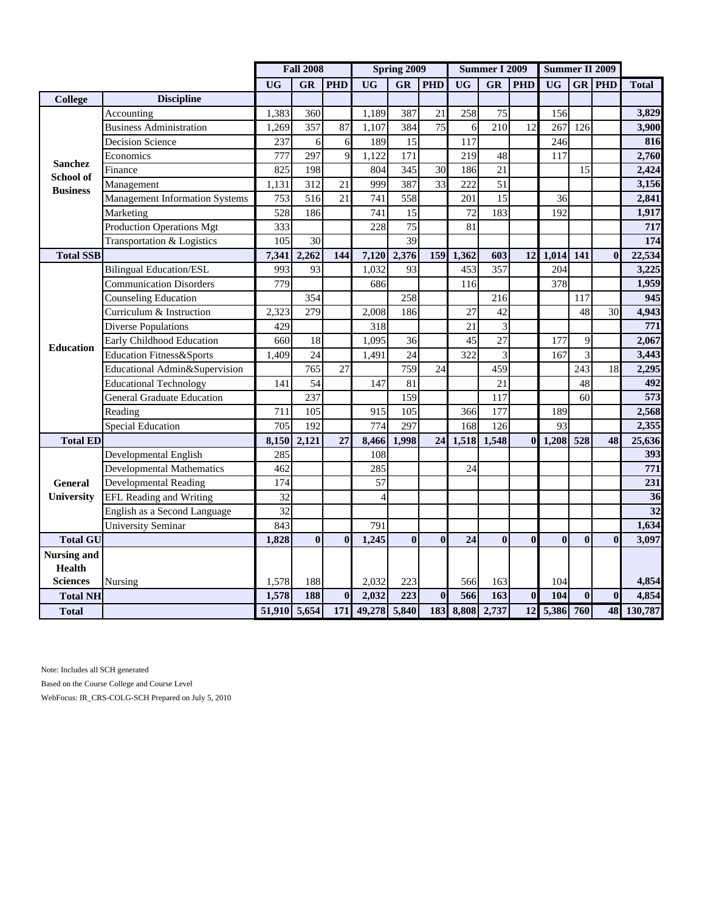| | | Fall 2008 | | | Spring 2009 | | | Summer I 2009 | | | Summer II 2009 | | | |
|---|---|---|---|---|---|---|---|---|---|---|---|---|---|---|
| | | UG | GR | PHD | UG | GR | PHD | UG | GR | PHD | UG | GR | PHD | Total |
| College | Discipline | | | | | | | | | | | | | |
| Sanchez School of Business | Accounting | 1,383 | 360 | | 1,189 | 387 | 21 | 258 | 75 | | 156 | | | 3,829 |
| | Business Administration | 1,269 | 357 | 87 | 1,107 | 384 | 75 | 6 | 210 | 12 | 267 | 126 | | 3,900 |
| | Decision Science | 237 | 6 | 6 | 189 | 15 | | 117 | | | 246 | | | 816 |
| | Economics | 777 | 297 | 9 | 1,122 | 171 | | 219 | 48 | | 117 | | | 2,760 |
| | Finance | 825 | 198 | | 804 | 345 | 30 | 186 | 21 | | | 15 | | 2,424 |
| | Management | 1,131 | 312 | 21 | 999 | 387 | 33 | 222 | 51 | | | | | 3,156 |
| | Management Information Systems | 753 | 516 | 21 | 741 | 558 | | 201 | 15 | | 36 | | | 2,841 |
| | Marketing | 528 | 186 | | 741 | 15 | | 72 | 183 | | 192 | | | 1,917 |
| | Production Operations Mgt | 333 | | | 228 | 75 | | 81 | | | | | | 717 |
| | Transportation & Logistics | 105 | 30 | | | 39 | | | | | | | | 174 |
| **Total SSB** | | **7,341** | **2,262** | **144** | **7,120** | **2,376** | **159** | **1,362** | **603** | **12** | **1,014** | **141** | **0** | **22,534** |
| Education | Bilingual Education/ESL | 993 | 93 | | 1,032 | 93 | | 453 | 357 | | 204 | | | 3,225 |
| | Communication Disorders | 779 | | | 686 | | | 116 | | | 378 | | | 1,959 |
| | Counseling Education | | 354 | | | 258 | | | 216 | | | 117 | | 945 |
| | Curriculum & Instruction | 2,323 | 279 | | 2,008 | 186 | | 27 | 42 | | | 48 | 30 | 4,943 |
| | Diverse Populations | 429 | | | 318 | | | 21 | 3 | | | | | 771 |
| | Early Childhood Education | 660 | 18 | | 1,095 | 36 | | 45 | 27 | | 177 | 9 | | 2,067 |
| | Education Fitness&Sports | 1,409 | 24 | | 1,491 | 24 | | 322 | 3 | | 167 | 3 | | 3,443 |
| | Educational Admin&Supervision | | 765 | 27 | | 759 | 24 | | 459 | | | 243 | 18 | 2,295 |
| | Educational Technology | 141 | 54 | | 147 | 81 | | | 21 | | | 48 | | 492 |
| | General Graduate Education | | 237 | | | 159 | | | 117 | | | 60 | | 573 |
| | Reading | 711 | 105 | | 915 | 105 | | 366 | 177 | | 189 | | | 2,568 |
| | Special Education | 705 | 192 | | 774 | 297 | | 168 | 126 | | 93 | | | 2,355 |
| **Total ED** | | **8,150** | **2,121** | **27** | **8,466** | **1,998** | **24** | **1,518** | **1,548** | **0** | **1,208** | **528** | **48** | **25,636** |
| General University | Developmental English | 285 | | | 108 | | | | | | | | | 393 |
| | Developmental Mathematics | 462 | | | 285 | | | 24 | | | | | | 771 |
| | Developmental Reading | 174 | | | 57 | | | | | | | | | 231 |
| | EFL Reading and Writing | 32 | | | 4 | | | | | | | | | 36 |
| | English as a Second Language | 32 | | | | | | | | | | | | 32 |
| | University Seminar | 843 | | | 791 | | | | | | | | | 1,634 |
| **Total GU** | | **1,828** | **0** | **0** | **1,245** | **0** | **0** | **24** | **0** | **0** | **0** | **0** | **0** | **3,097** |
| Nursing and Health Sciences | Nursing | 1,578 | 188 | | 2,032 | 223 | | 566 | 163 | | 104 | | | 4,854 |
| **Total NH** | | **1,578** | **188** | **0** | **2,032** | **223** | **0** | **566** | **163** | **0** | **104** | **0** | **0** | **4,854** |
| **Total** | | **51,910** | **5,654** | **171** | **49,278** | **5,840** | **183** | **8,808** | **2,737** | **12** | **5,386** | **760** | **48** | **130,787** |

Note: Includes all SCH generated

Based on the Course College and Course Level

WebFocus: IR_CRS-COLG-SCH Prepared on July 5, 2010